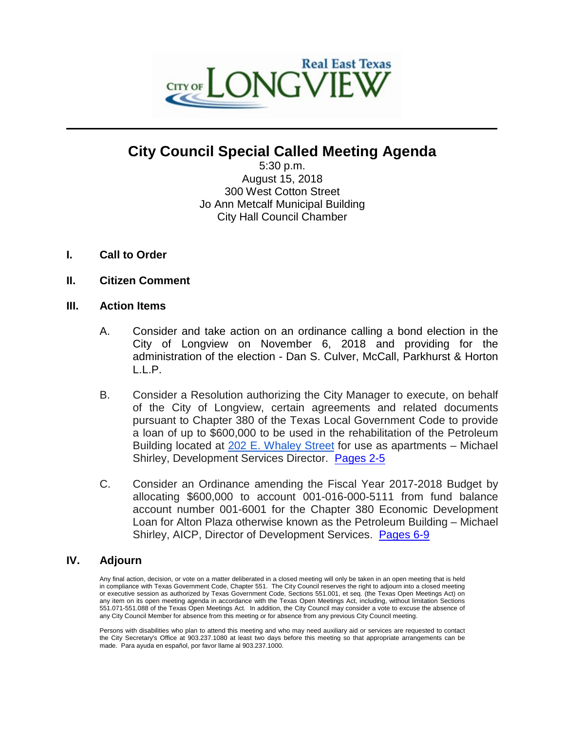CITY OF LONGVIEW
Real East Texas

# City Council Special Called Meeting Agenda

5:30 p.m.
August 15, 2018
300 West Cotton Street
Jo Ann Metcalf Municipal Building
City Hall Council Chamber

## I. Call to Order

## II. Citizen Comment

## III. Action Items

A. Consider and take action on an ordinance calling a bond election in the City of Longview on November 6, 2018 and providing for the administration of the election - Dan S. Culver, McCall, Parkhurst & Horton L.L.P.

B. Consider a Resolution authorizing the City Manager to execute, on behalf of the City of Longview, certain agreements and related documents pursuant to Chapter 380 of the Texas Local Government Code to provide a loan of up to $600,000 to be used in the rehabilitation of the Petroleum Building located at 202 E. Whaley Street for use as apartments – Michael Shirley, Development Services Director. Pages 2-5

C. Consider an Ordinance amending the Fiscal Year 2017-2018 Budget by allocating $600,000 to account 001-016-000-5111 from fund balance account number 001-6001 for the Chapter 380 Economic Development Loan for Alton Plaza otherwise known as the Petroleum Building – Michael Shirley, AICP, Director of Development Services. Pages 6-9

## IV. Adjourn

Any final action, decision, or vote on a matter deliberated in a closed meeting will only be taken in an open meeting that is held in compliance with Texas Government Code, Chapter 551. The City Council reserves the right to adjourn into a closed meeting or executive session as authorized by Texas Government Code, Sections 551.001, et seq. (the Texas Open Meetings Act) on any item on its open meeting agenda in accordance with the Texas Open Meetings Act, including, without limitation Sections 551.071-551.088 of the Texas Open Meetings Act. In addition, the City Council may consider a vote to excuse the absence of any City Council Member for absence from this meeting or for absence from any previous City Council meeting.

Persons with disabilities who plan to attend this meeting and who may need auxiliary aid or services are requested to contact the City Secretary's Office at 903.237.1080 at least two days before this meeting so that appropriate arrangements can be made. Para ayuda en español, por favor llame al 903.237.1000.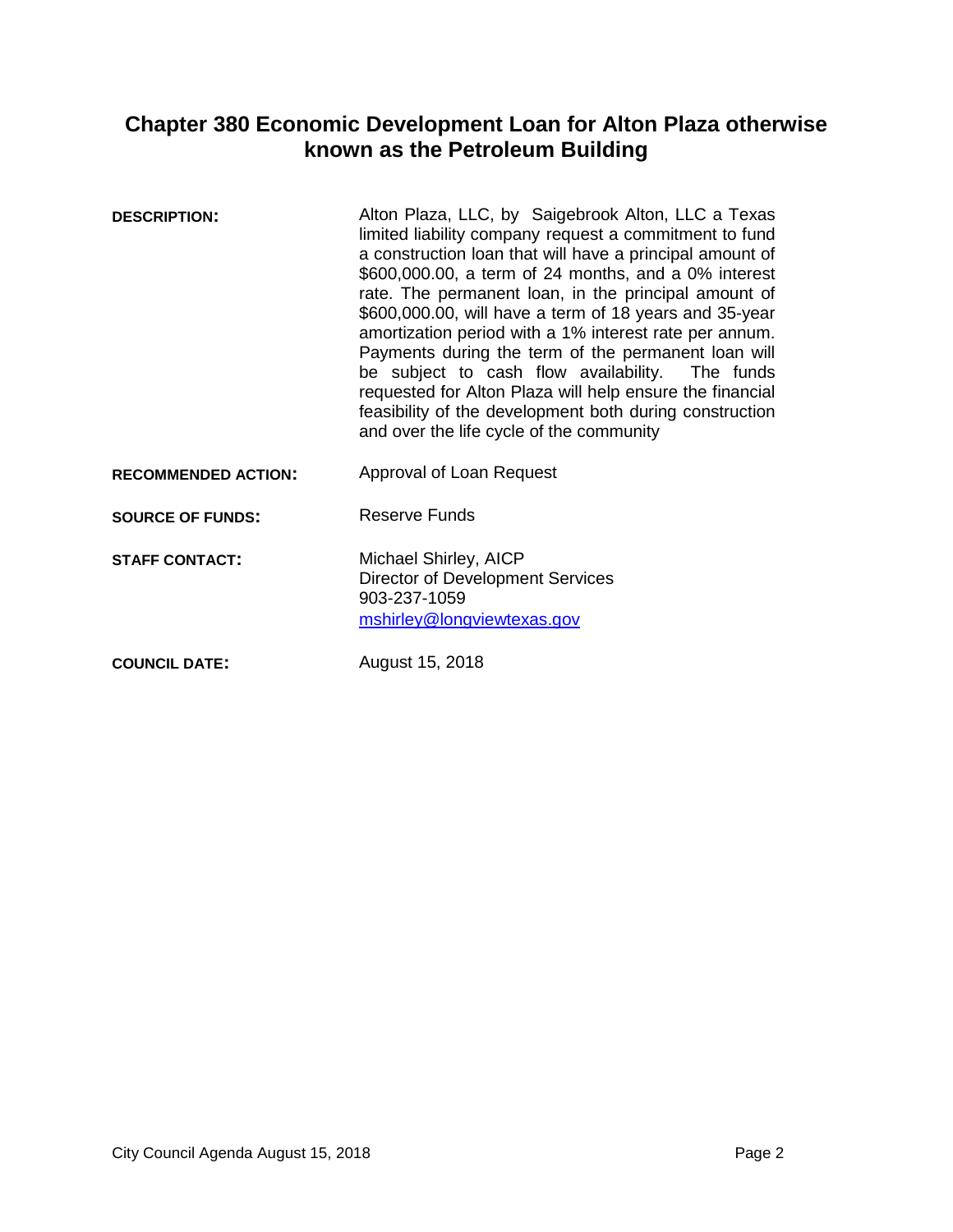# Chapter 380 Economic Development Loan for Alton Plaza otherwise known as the Petroleum Building

**DESCRIPTION:**

Alton Plaza, LLC, by Saigebrook Alton, LLC a Texas limited liability company request a commitment to fund a construction loan that will have a principal amount of $600,000.00, a term of 24 months, and a 0% interest rate. The permanent loan, in the principal amount of $600,000.00, will have a term of 18 years and 35-year amortization period with a 1% interest rate per annum. Payments during the term of the permanent loan will be subject to cash flow availability. The funds requested for Alton Plaza will help ensure the financial feasibility of the development both during construction and over the life cycle of the community

**RECOMMENDED ACTION:**

Approval of Loan Request

**SOURCE OF FUNDS:**

Reserve Funds

**STAFF CONTACT:**

Michael Shirley, AICP
Director of Development Services
903-237-1059
mshirley@longviewtexas.gov

**COUNCIL DATE:**

August 15, 2018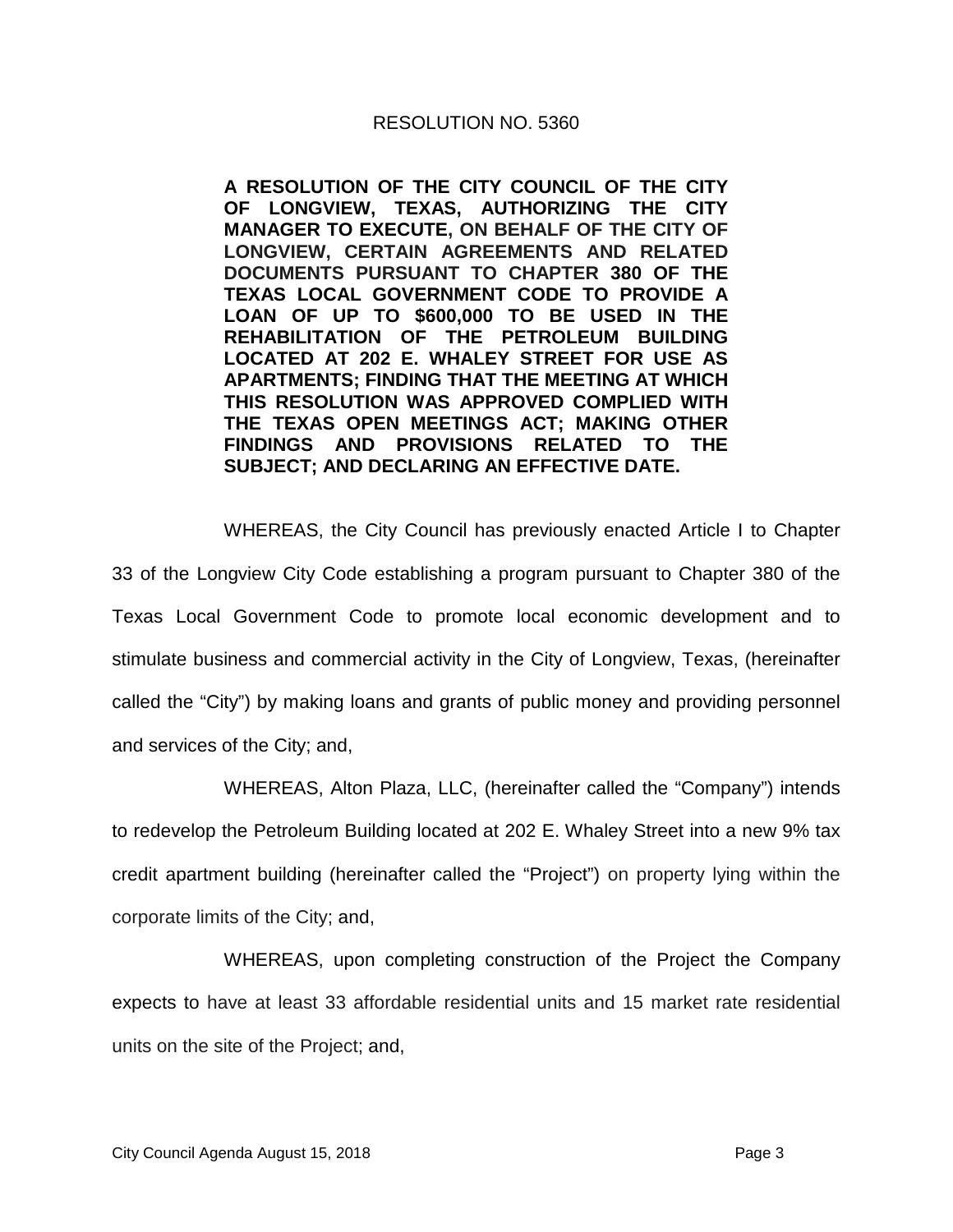RESOLUTION NO. 5360

**A RESOLUTION OF THE CITY COUNCIL OF THE CITY OF LONGVIEW, TEXAS, AUTHORIZING THE CITY MANAGER TO EXECUTE, ON BEHALF OF THE CITY OF LONGVIEW, CERTAIN AGREEMENTS AND RELATED DOCUMENTS PURSUANT TO CHAPTER 380 OF THE TEXAS LOCAL GOVERNMENT CODE TO PROVIDE A LOAN OF UP TO $600,000 TO BE USED IN THE REHABILITATION OF THE PETROLEUM BUILDING LOCATED AT 202 E. WHALEY STREET FOR USE AS APARTMENTS; FINDING THAT THE MEETING AT WHICH THIS RESOLUTION WAS APPROVED COMPLIED WITH THE TEXAS OPEN MEETINGS ACT; MAKING OTHER FINDINGS AND PROVISIONS RELATED TO THE SUBJECT; AND DECLARING AN EFFECTIVE DATE.**

WHEREAS, the City Council has previously enacted Article I to Chapter 33 of the Longview City Code establishing a program pursuant to Chapter 380 of the Texas Local Government Code to promote local economic development and to stimulate business and commercial activity in the City of Longview, Texas, (hereinafter called the "City") by making loans and grants of public money and providing personnel and services of the City; and,

WHEREAS, Alton Plaza, LLC, (hereinafter called the "Company") intends to redevelop the Petroleum Building located at 202 E. Whaley Street into a new 9% tax credit apartment building (hereinafter called the "Project") on property lying within the corporate limits of the City; and,

WHEREAS, upon completing construction of the Project the Company expects to have at least 33 affordable residential units and 15 market rate residential units on the site of the Project; and,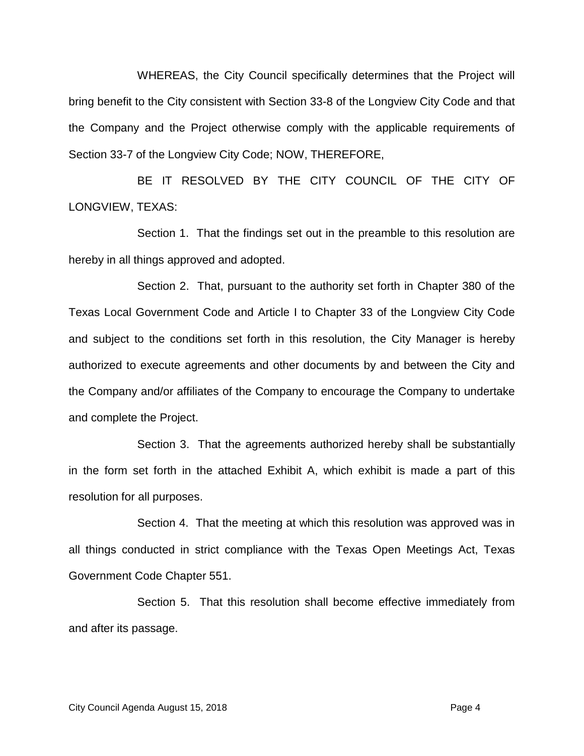WHEREAS, the City Council specifically determines that the Project will bring benefit to the City consistent with Section 33-8 of the Longview City Code and that the Company and the Project otherwise comply with the applicable requirements of Section 33-7 of the Longview City Code; NOW, THEREFORE,

BE IT RESOLVED BY THE CITY COUNCIL OF THE CITY OF LONGVIEW, TEXAS:

Section 1. That the findings set out in the preamble to this resolution are hereby in all things approved and adopted.

Section 2. That, pursuant to the authority set forth in Chapter 380 of the Texas Local Government Code and Article I to Chapter 33 of the Longview City Code and subject to the conditions set forth in this resolution, the City Manager is hereby authorized to execute agreements and other documents by and between the City and the Company and/or affiliates of the Company to encourage the Company to undertake and complete the Project.

Section 3. That the agreements authorized hereby shall be substantially in the form set forth in the attached Exhibit A, which exhibit is made a part of this resolution for all purposes.

Section 4. That the meeting at which this resolution was approved was in all things conducted in strict compliance with the Texas Open Meetings Act, Texas Government Code Chapter 551.

Section 5. That this resolution shall become effective immediately from and after its passage.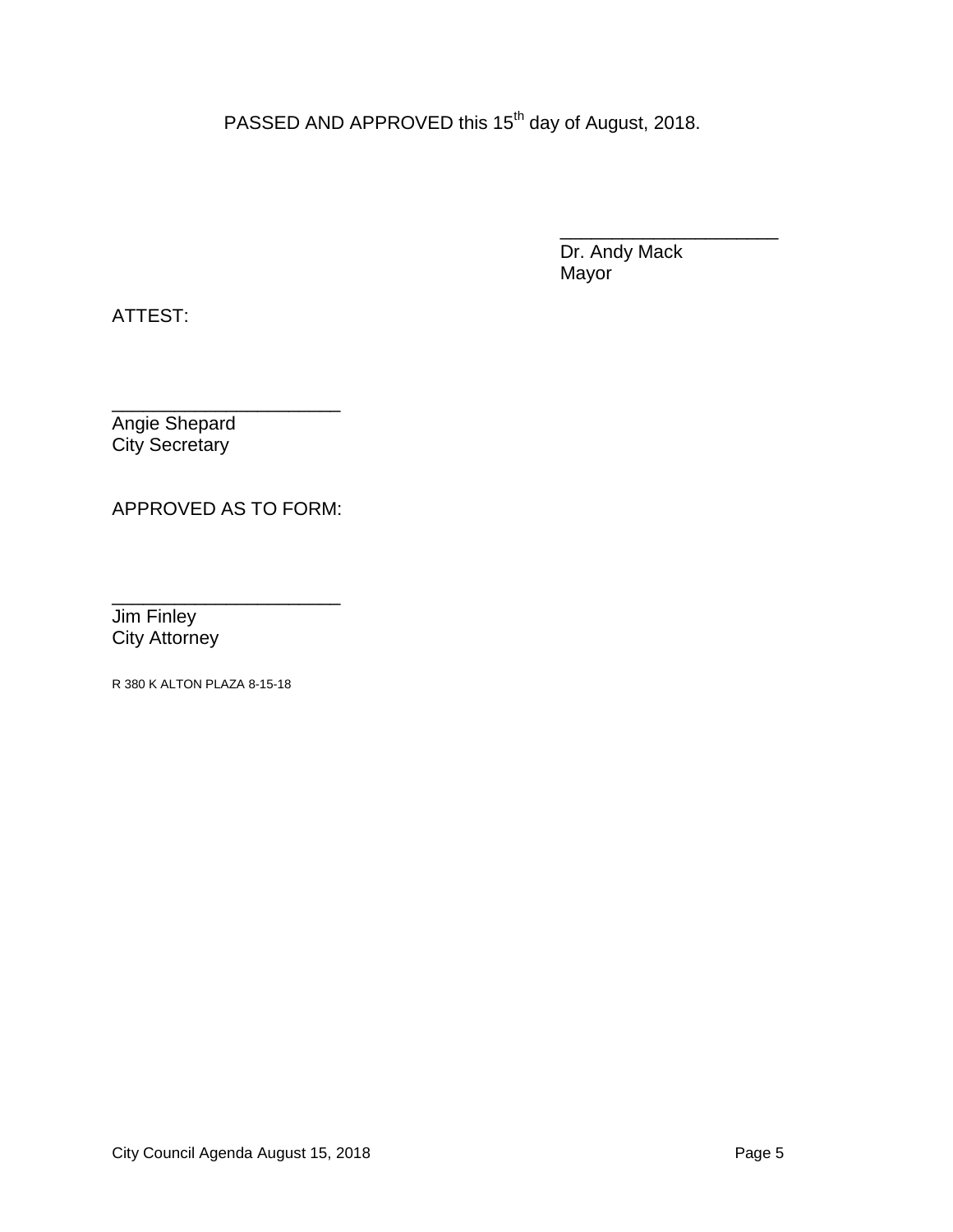PASSED AND APPROVED this 15th day of August, 2018.

\_\_\_\_\_\_\_\_\_\_\_\_\_\_\_\_\_\_\_\_\_\_
Dr. Andy Mack
Mayor

ATTEST:

\_\_\_\_\_\_\_\_\_\_\_\_\_\_\_\_\_\_\_\_\_\_
Angie Shepard
City Secretary

APPROVED AS TO FORM:

\_\_\_\_\_\_\_\_\_\_\_\_\_\_\_\_\_\_\_\_\_\_
Jim Finley
City Attorney

R 380 K ALTON PLAZA 8-15-18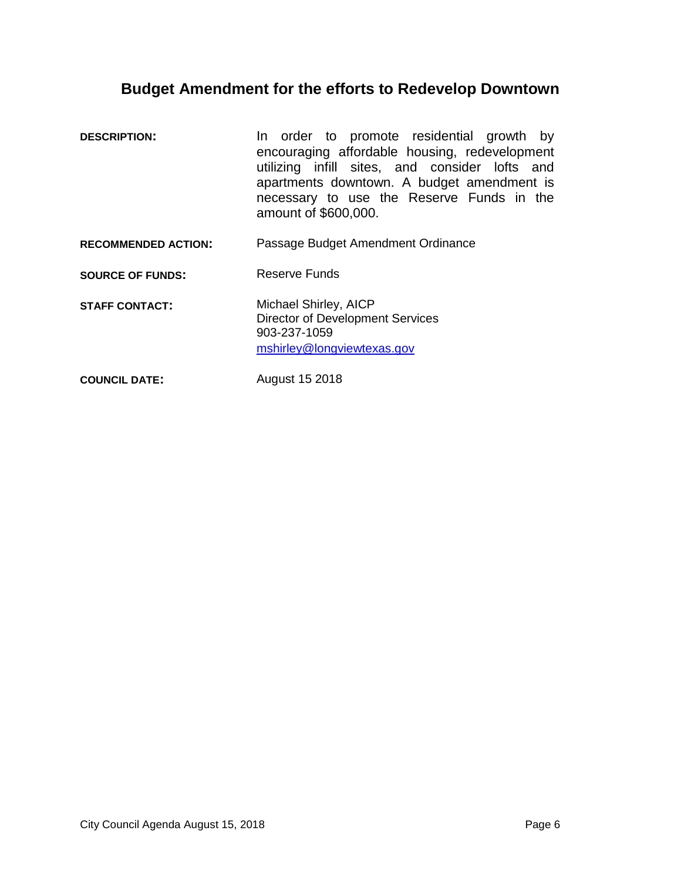# Budget Amendment for the efforts to Redevelop Downtown

**DESCRIPTION:** In order to promote residential growth by encouraging affordable housing, redevelopment utilizing infill sites, and consider lofts and apartments downtown. A budget amendment is necessary to use the Reserve Funds in the amount of $600,000.

**RECOMMENDED ACTION:** Passage Budget Amendment Ordinance

**SOURCE OF FUNDS:** Reserve Funds

**STAFF CONTACT:** Michael Shirley, AICP
Director of Development Services
903-237-1059
mshirley@longviewtexas.gov

**COUNCIL DATE:** August 15 2018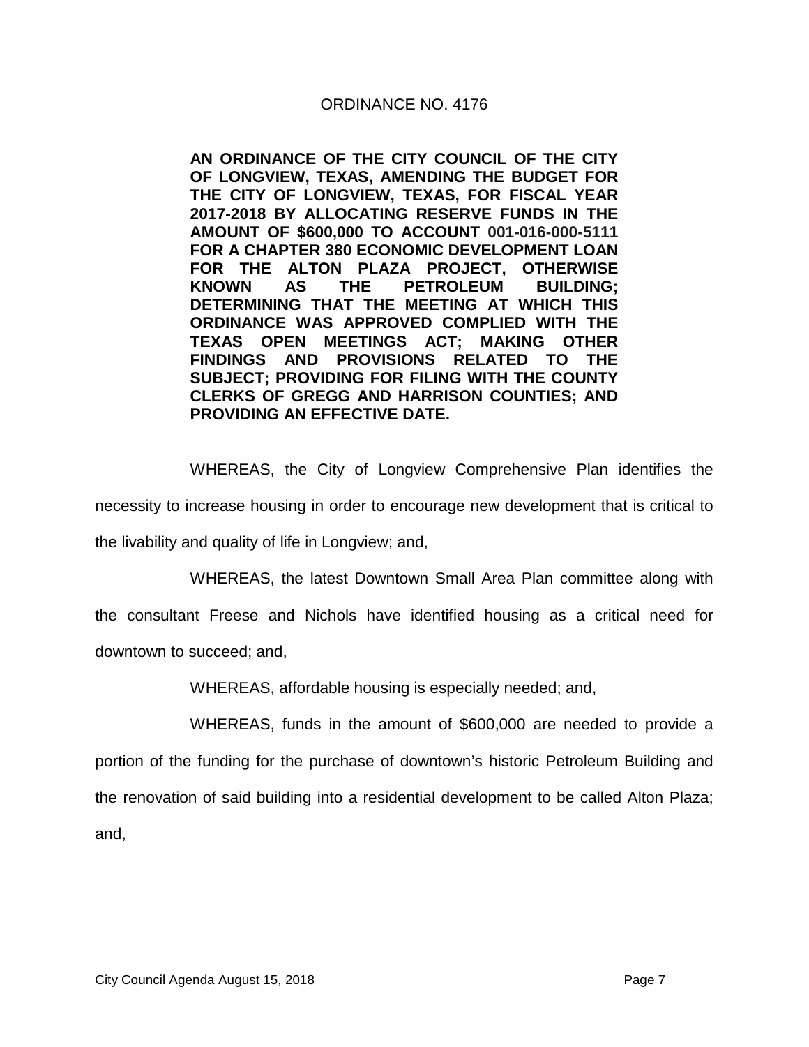ORDINANCE NO. 4176

**AN ORDINANCE OF THE CITY COUNCIL OF THE CITY OF LONGVIEW, TEXAS, AMENDING THE BUDGET FOR THE CITY OF LONGVIEW, TEXAS, FOR FISCAL YEAR 2017-2018 BY ALLOCATING RESERVE FUNDS IN THE AMOUNT OF $600,000 TO ACCOUNT 001-016-000-5111 FOR A CHAPTER 380 ECONOMIC DEVELOPMENT LOAN FOR THE ALTON PLAZA PROJECT, OTHERWISE KNOWN AS THE PETROLEUM BUILDING; DETERMINING THAT THE MEETING AT WHICH THIS ORDINANCE WAS APPROVED COMPLIED WITH THE TEXAS OPEN MEETINGS ACT; MAKING OTHER FINDINGS AND PROVISIONS RELATED TO THE SUBJECT; PROVIDING FOR FILING WITH THE COUNTY CLERKS OF GREGG AND HARRISON COUNTIES; AND PROVIDING AN EFFECTIVE DATE.**

WHEREAS, the City of Longview Comprehensive Plan identifies the necessity to increase housing in order to encourage new development that is critical to the livability and quality of life in Longview; and,

WHEREAS, the latest Downtown Small Area Plan committee along with the consultant Freese and Nichols have identified housing as a critical need for downtown to succeed; and,

WHEREAS, affordable housing is especially needed; and,

WHEREAS, funds in the amount of $600,000 are needed to provide a portion of the funding for the purchase of downtown's historic Petroleum Building and the renovation of said building into a residential development to be called Alton Plaza; and,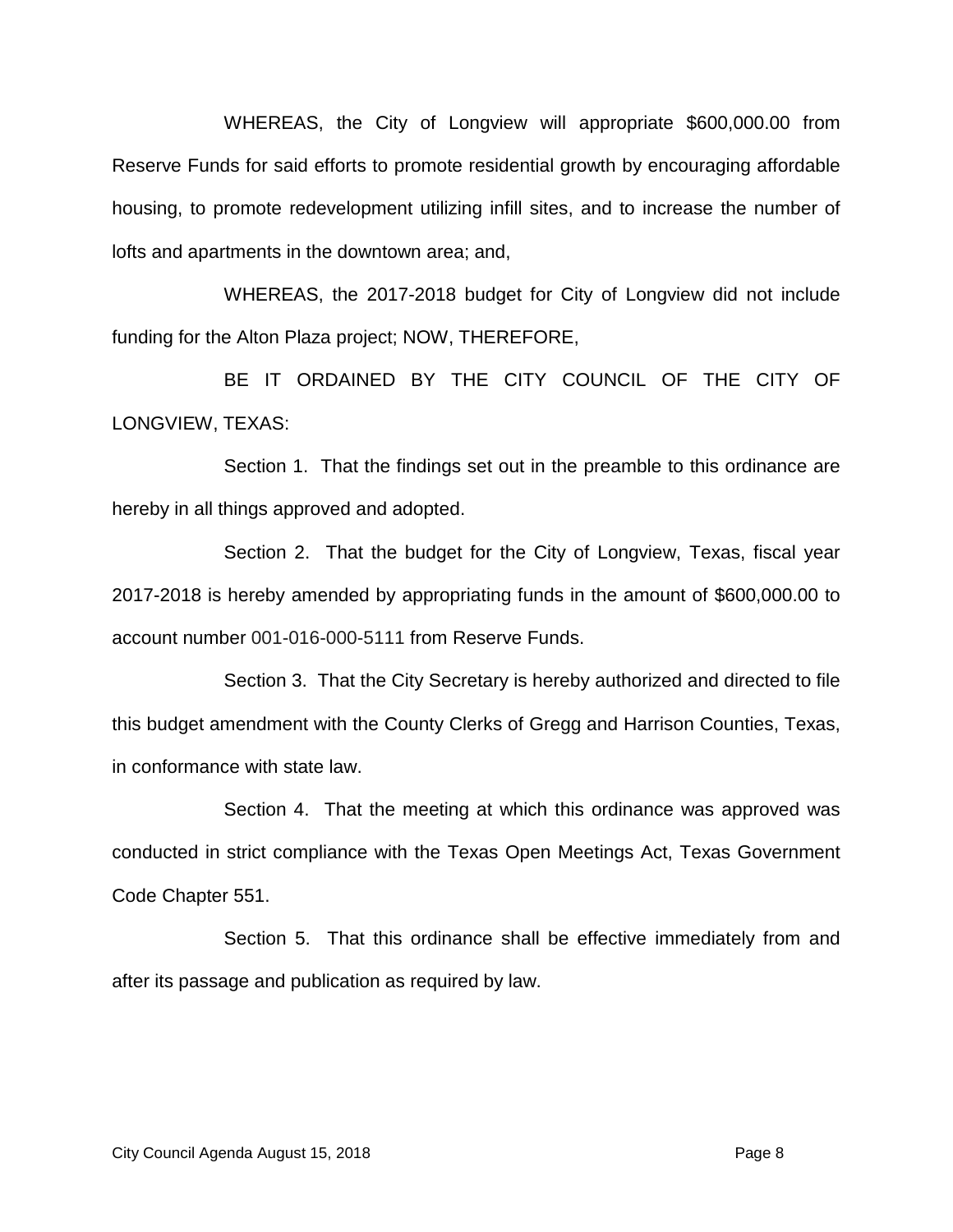WHEREAS, the City of Longview will appropriate $600,000.00 from Reserve Funds for said efforts to promote residential growth by encouraging affordable housing, to promote redevelopment utilizing infill sites, and to increase the number of lofts and apartments in the downtown area; and,

WHEREAS, the 2017-2018 budget for City of Longview did not include funding for the Alton Plaza project; NOW, THEREFORE,

BE IT ORDAINED BY THE CITY COUNCIL OF THE CITY OF LONGVIEW, TEXAS:

Section 1. That the findings set out in the preamble to this ordinance are hereby in all things approved and adopted.

Section 2. That the budget for the City of Longview, Texas, fiscal year 2017-2018 is hereby amended by appropriating funds in the amount of $600,000.00 to account number 001-016-000-5111 from Reserve Funds.

Section 3. That the City Secretary is hereby authorized and directed to file this budget amendment with the County Clerks of Gregg and Harrison Counties, Texas, in conformance with state law.

Section 4. That the meeting at which this ordinance was approved was conducted in strict compliance with the Texas Open Meetings Act, Texas Government Code Chapter 551.

Section 5. That this ordinance shall be effective immediately from and after its passage and publication as required by law.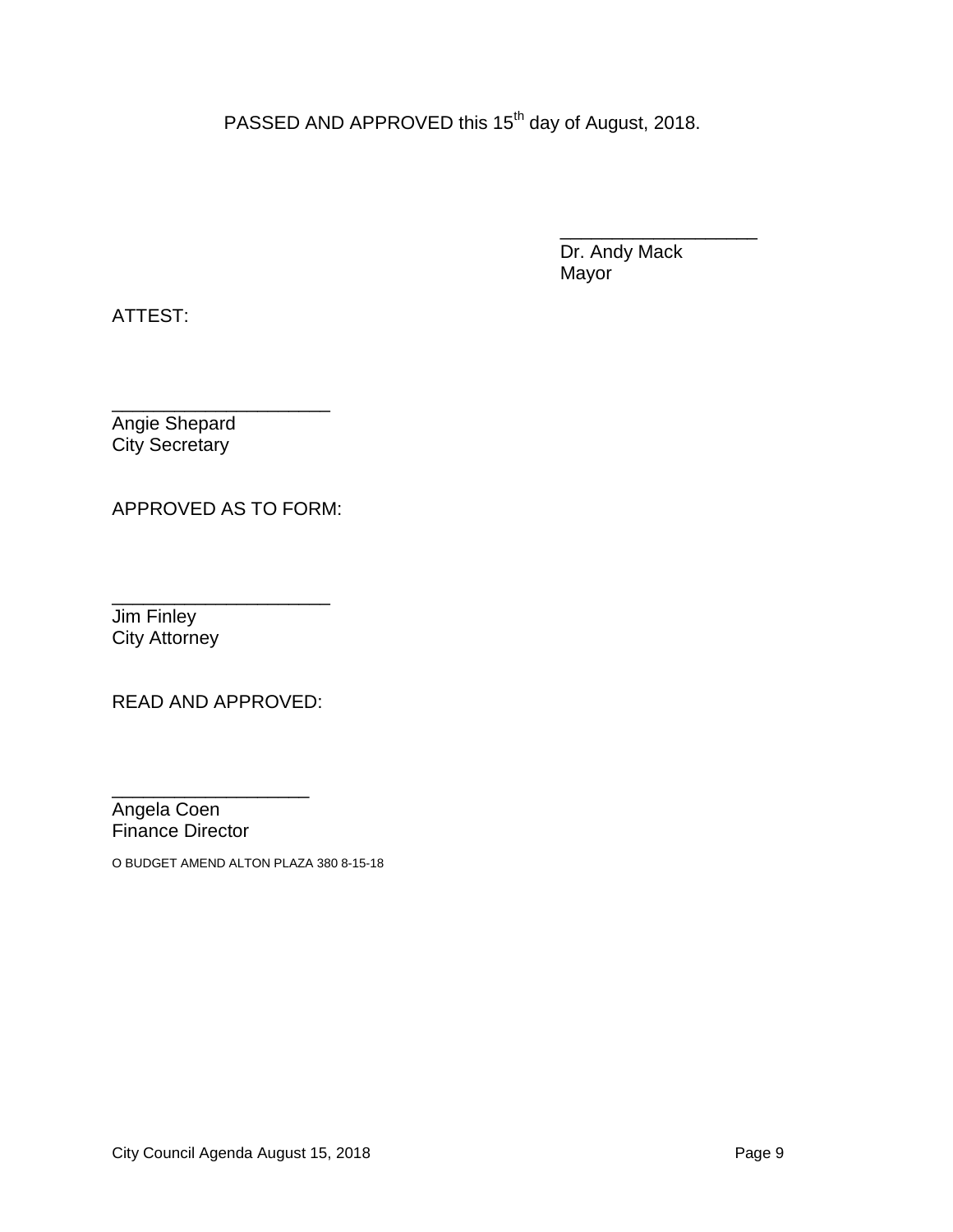PASSED AND APPROVED this 15th day of August, 2018.

\_\_\_\_\_\_\_\_\_\_\_\_\_\_\_\_\_\_\_\_
Dr. Andy Mack
Mayor

ATTEST:

\_\_\_\_\_\_\_\_\_\_\_\_\_\_\_\_\_\_\_\_\_\_
Angie Shepard
City Secretary

APPROVED AS TO FORM:

\_\_\_\_\_\_\_\_\_\_\_\_\_\_\_\_\_\_\_\_\_\_
Jim Finley
City Attorney

READ AND APPROVED:

\_\_\_\_\_\_\_\_\_\_\_\_\_\_\_\_\_\_\_\_
Angela Coen
Finance Director

O BUDGET AMEND ALTON PLAZA 380 8-15-18